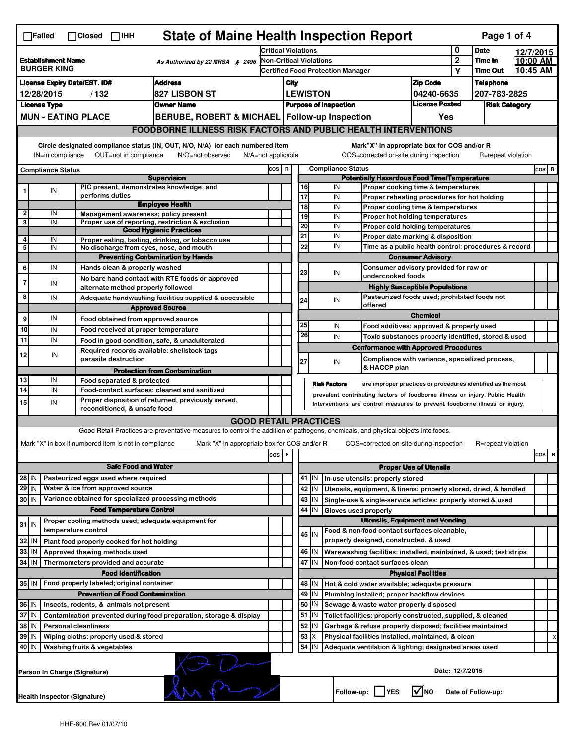☐Failed ☐Closed ☐IHH

# State of Maine Health Inspection Report

| Establishment Name | As Authorized by 22 MRSA § 2496 | Critical Violations | 0 | Date | 12/7/2015 |
|---|---|---|---|---|---|
| BURGER KING | | Non-Critical Violations | 2 | Time In | 10:00 AM |
| | | Certified Food Protection Manager | Y | Time Out | 10:45 AM |

| License Expiry Date/EST. ID# | Address | City | Zip Code | Telephone |
|---|---|---|---|---|
| 12/28/2015 / 132 | 827 LISBON ST | LEWISTON | 04240-6635 | 207-783-2825 |

| License Type | Owner Name | Purpose of Inspection | License Posted | Risk Category |
|---|---|---|---|---|
| MUN - EATING PLACE | BERUBE, ROBERT & MICHAEL | Follow-up Inspection | Yes | |

## FOODBORNE ILLNESS RISK FACTORS AND PUBLIC HEALTH INTERVENTIONS

Circle designated compliance status (IN, OUT, N/O, N/A) for each numbered item
IN=in compliance OUT=not in compliance N/O=not observed N/A=not applicable

Mark"X" in appropriate box for COS and/or R
COS=corrected on-site during inspection R=repeat violation

| # | Compliance Status | Item | COS | R |
|---|---|---|---|---|
| | | **Supervision** | | |
| 1 | IN | PIC present, demonstrates knowledge, and performs duties | | |
| | | **Employee Health** | | |
| 2 | IN | Management awareness; policy present | | |
| 3 | IN | Proper use of reporting, restriction & exclusion | | |
| | | **Good Hygienic Practices** | | |
| 4 | IN | Proper eating, tasting, drinking, or tobacco use | | |
| 5 | IN | No discharge from eyes, nose, and mouth | | |
| | | **Preventing Contamination by Hands** | | |
| 6 | IN | Hands clean & properly washed | | |
| 7 | IN | No bare hand contact with RTE foods or approved alternate method properly followed | | |
| 8 | IN | Adequate handwashing facilities supplied & accessible | | |
| | | **Approved Source** | | |
| 9 | IN | Food obtained from approved source | | |
| 10 | IN | Food received at proper temperature | | |
| 11 | IN | Food in good condition, safe, & unadulterated | | |
| 12 | IN | Required records available: shellstock tags parasite destruction | | |
| | | **Protection from Contamination** | | |
| 13 | IN | Food separated & protected | | |
| 14 | IN | Food-contact surfaces: cleaned and sanitized | | |
| 15 | IN | Proper disposition of returned, previously served, reconditioned, & unsafe food | | |
| | | **Potentially Hazardous Food Time/Temperature** | | |
| 16 | IN | Proper cooking time & temperatures | | |
| 17 | IN | Proper reheating procedures for hot holding | | |
| 18 | IN | Proper cooling time & temperatures | | |
| 19 | IN | Proper hot holding temperatures | | |
| 20 | IN | Proper cold holding temperatures | | |
| 21 | IN | Proper date marking & disposition | | |
| 22 | IN | Time as a public health control: procedures & record | | |
| | | **Consumer Advisory** | | |
| 23 | IN | Consumer advisory provided for raw or undercooked foods | | |
| | | **Highly Susceptible Populations** | | |
| 24 | IN | Pasteurized foods used; prohibited foods not offered | | |
| | | **Chemical** | | |
| 25 | IN | Food additives: approved & properly used | | |
| 26 | IN | Toxic substances properly identified, stored & used | | |
| | | **Conformance with Approved Procedures** | | |
| 27 | IN | Compliance with variance, specialized process, & HACCP plan | | |

**Risk Factors** are improper practices or procedures identified as the most prevalent contributing factors of foodborne illness or injury. Public Health Interventions are control measures to prevent foodborne illness or injury.

## GOOD RETAIL PRACTICES

Good Retail Practices are preventative measures to control the addition of pathogens, chemicals, and physical objects into foods.

Mark "X" in box if numbered item is not in compliance Mark "X" in appropriate box for COS and/or R COS=corrected on-site during inspection R=repeat violation

| # | Status | Item | COS | R |
|---|---|---|---|---|
| | | **Safe Food and Water** | | |
| 28 | IN | Pasteurized eggs used where required | | |
| 29 | IN | Water & ice from approved source | | |
| 30 | IN | Variance obtained for specialized processing methods | | |
| | | **Food Temperature Control** | | |
| 31 | IN | Proper cooling methods used; adequate equipment for temperature control | | |
| 32 | IN | Plant food properly cooked for hot holding | | |
| 33 | IN | Approved thawing methods used | | |
| 34 | IN | Thermometers provided and accurate | | |
| | | **Food Identification** | | |
| 35 | IN | Food properly labeled; original container | | |
| | | **Prevention of Food Contamination** | | |
| 36 | IN | Insects, rodents, & animals not present | | |
| 37 | IN | Contamination prevented during food preparation, storage & display | | |
| 38 | IN | Personal cleanliness | | |
| 39 | IN | Wiping cloths: properly used & stored | | |
| 40 | IN | Washing fruits & vegetables | | |
| | | **Proper Use of Utensils** | | |
| 41 | IN | In-use utensils: properly stored | | |
| 42 | IN | Utensils, equipment, & linens: properly stored, dried, & handled | | |
| 43 | IN | Single-use & single-service articles: properly stored & used | | |
| 44 | IN | Gloves used properly | | |
| | | **Utensils, Equipment and Vending** | | |
| 45 | IN | Food & non-food contact surfaces cleanable, properly designed, constructed, & used | | |
| 46 | IN | Warewashing facilities: installed, maintained, & used; test strips | | |
| 47 | IN | Non-food contact surfaces clean | | |
| | | **Physical Facilities** | | |
| 48 | IN | Hot & cold water available; adequate pressure | | |
| 49 | IN | Plumbing installed; proper backflow devices | | |
| 50 | IN | Sewage & waste water properly disposed | | |
| 51 | IN | Toilet facilities: properly constructed, supplied, & cleaned | | |
| 52 | IN | Garbage & refuse properly disposed; facilities maintained | | |
| 53 | X | Physical facilities installed, maintained, & clean | | x |
| 54 | IN | Adequate ventilation & lighting; designated areas used | | |

Person in Charge (Signature) Date: 12/7/2015

Health Inspector (Signature)

Follow-up: ☐ YES ☑ NO Date of Follow-up:

HHE-600 Rev.01/07/10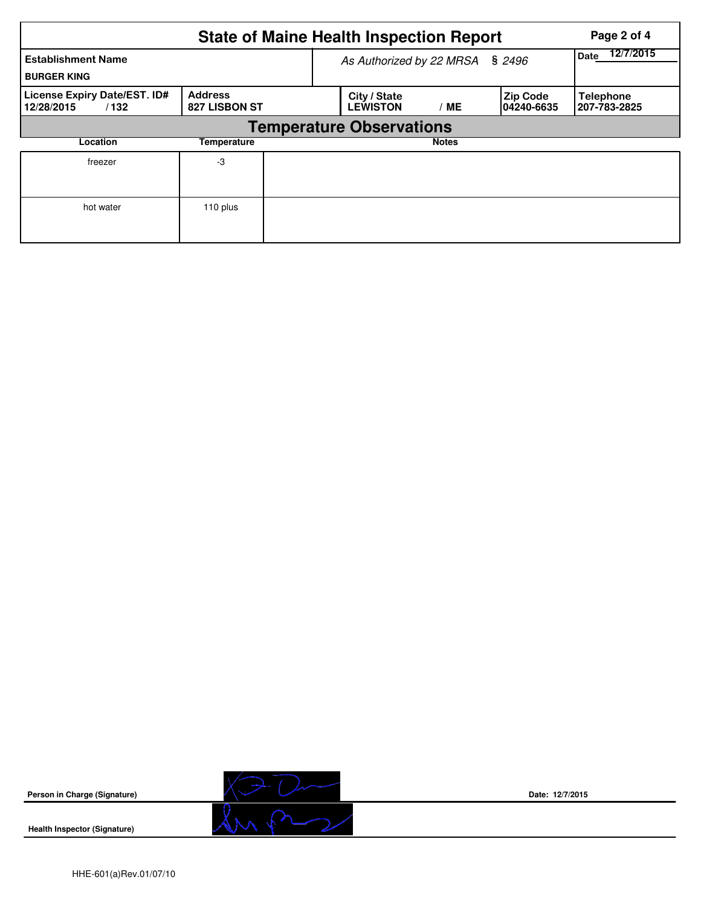# State of Maine Health Inspection Report

| Establishment Name | As Authorized by 22 MRSA § 2496 | | | | Date 12/7/2015 |
|---|---|---|---|---|---|
| BURGER KING | | | | | |
| **License Expiry Date/EST. ID#** | **Address** | **City / State** | | **Zip Code** | **Telephone** |
| 12/28/2015 / 132 | 827 LISBON ST | LEWISTON | / ME | 04240-6635 | 207-783-2825 |

## Temperature Observations

| Location | Temperature | Notes |
|---|---|---|
| freezer | -3 | |
| hot water | 110 plus | |

**Person in Charge (Signature)** Date: 12/7/2015

**Health Inspector (Signature)**

HHE-601(a)Rev.01/07/10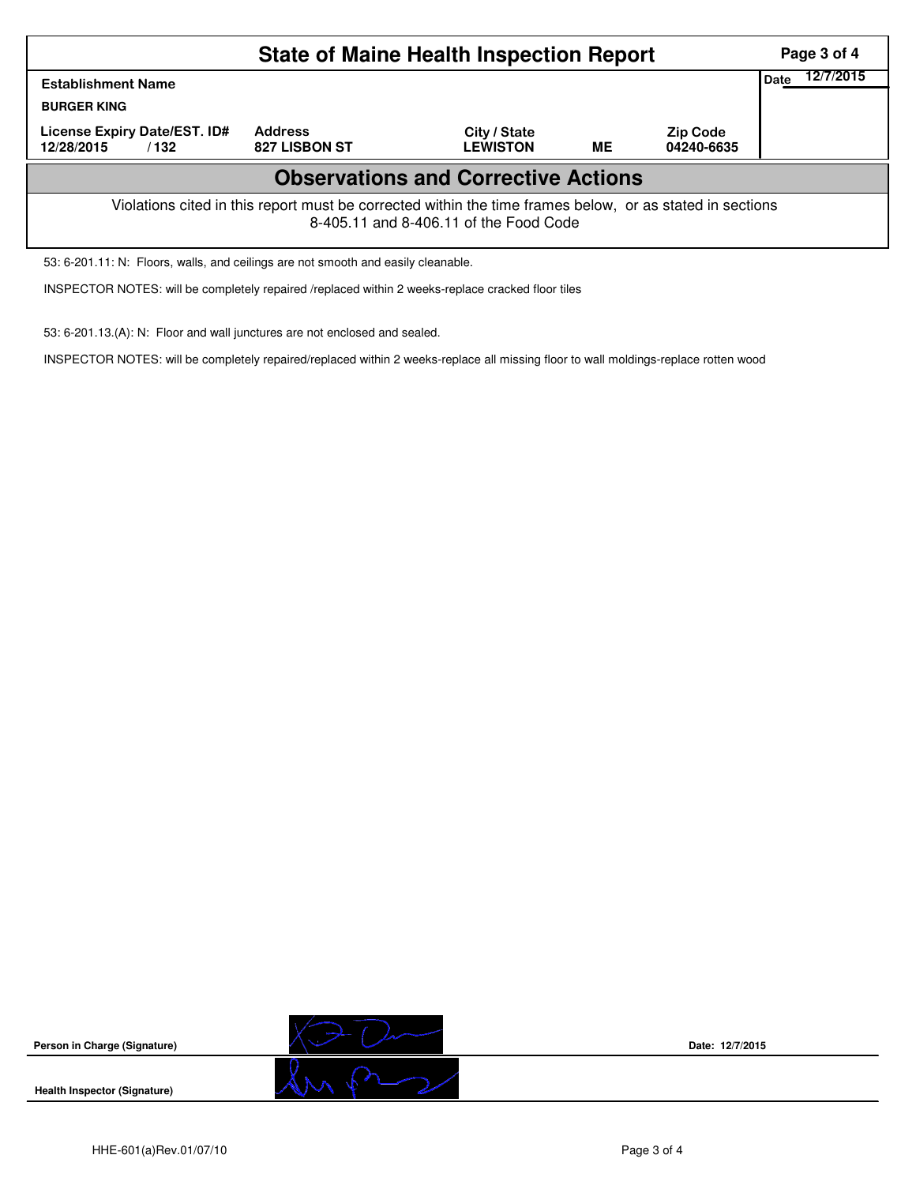# State of Maine Health Inspection Report

| Establishment Name | | | | | Date 12/7/2015 |
|---|---|---|---|---|---|
| BURGER KING | | | | | |
| License Expiry Date/EST. ID# | Address | City / State | | Zip Code | |
| 12/28/2015 / 132 | 827 LISBON ST | LEWISTON | ME | 04240-6635 | |

## Observations and Corrective Actions

Violations cited in this report must be corrected within the time frames below, or as stated in sections 8-405.11 and 8-406.11 of the Food Code

53: 6-201.11: N: Floors, walls, and ceilings are not smooth and easily cleanable.

INSPECTOR NOTES: will be completely repaired /replaced within 2 weeks-replace cracked floor tiles

53: 6-201.13.(A): N: Floor and wall junctures are not enclosed and sealed.

INSPECTOR NOTES: will be completely repaired/replaced within 2 weeks-replace all missing floor to wall moldings-replace rotten wood

**Person in Charge (Signature)** Date: 12/7/2015

**Health Inspector (Signature)**

HHE-601(a)Rev.01/07/10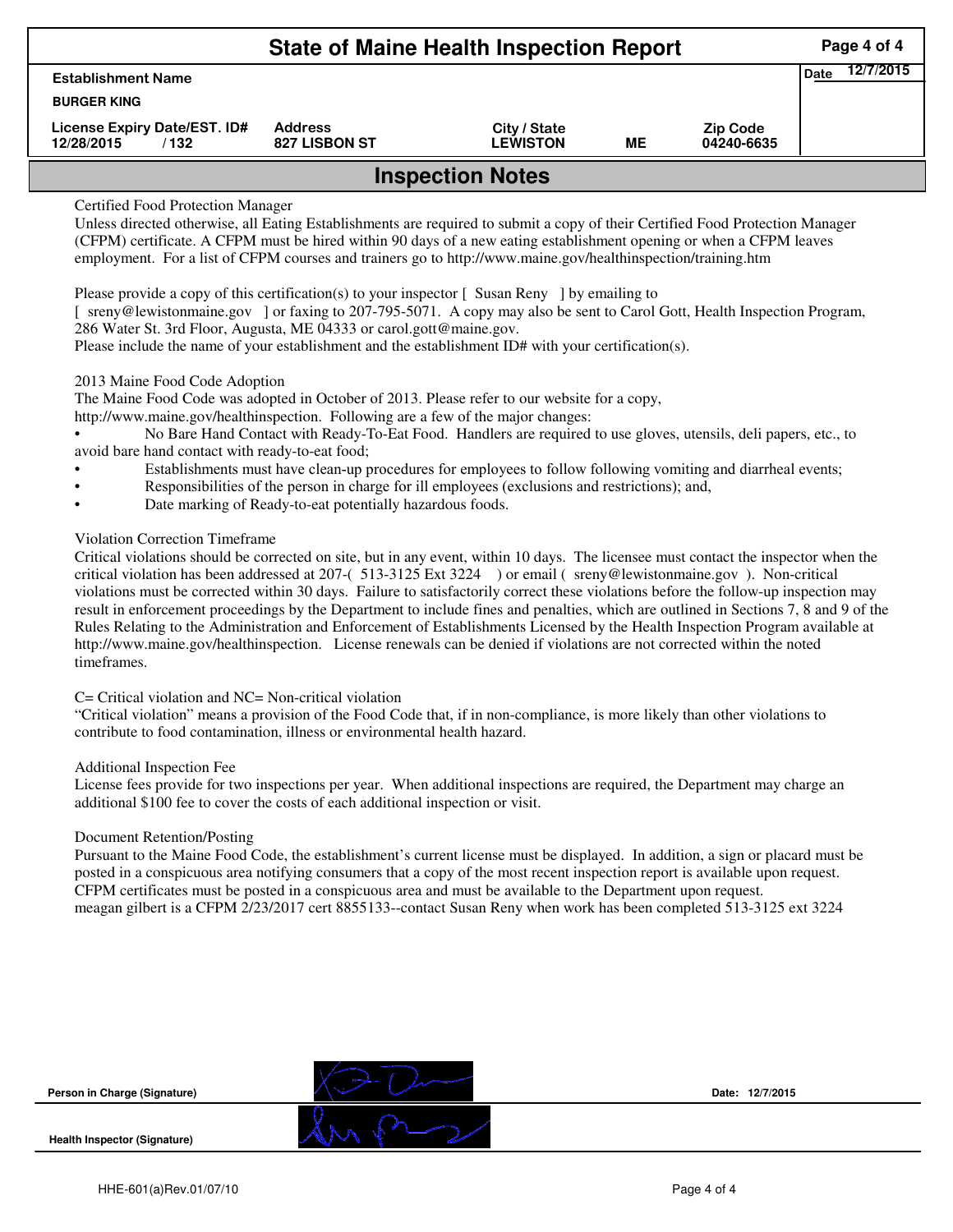# State of Maine Health Inspection Report

| Establishment Name | | | | | Date 12/7/2015 |
|---|---|---|---|---|---|
| BURGER KING | | | | | |
| License Expiry Date/EST. ID# | Address | City / State | | Zip Code | |
| 12/28/2015 / 132 | 827 LISBON ST | LEWISTON | ME | 04240-6635 | |

## Inspection Notes

Certified Food Protection Manager

Unless directed otherwise, all Eating Establishments are required to submit a copy of their Certified Food Protection Manager (CFPM) certificate. A CFPM must be hired within 90 days of a new eating establishment opening or when a CFPM leaves employment. For a list of CFPM courses and trainers go to http://www.maine.gov/healthinspection/training.htm

Please provide a copy of this certification(s) to your inspector [ Susan Reny ] by emailing to [ sreny@lewistonmaine.gov ] or faxing to 207-795-5071. A copy may also be sent to Carol Gott, Health Inspection Program, 286 Water St. 3rd Floor, Augusta, ME 04333 or carol.gott@maine.gov.

Please include the name of your establishment and the establishment ID# with your certification(s).

2013 Maine Food Code Adoption

The Maine Food Code was adopted in October of 2013. Please refer to our website for a copy, http://www.maine.gov/healthinspection. Following are a few of the major changes:

- No Bare Hand Contact with Ready-To-Eat Food. Handlers are required to use gloves, utensils, deli papers, etc., to avoid bare hand contact with ready-to-eat food;
- Establishments must have clean-up procedures for employees to follow following vomiting and diarrheal events;
- Responsibilities of the person in charge for ill employees (exclusions and restrictions); and,
- Date marking of Ready-to-eat potentially hazardous foods.

Violation Correction Timeframe

Critical violations should be corrected on site, but in any event, within 10 days. The licensee must contact the inspector when the critical violation has been addressed at 207-( 513-3125 Ext 3224 ) or email ( sreny@lewistonmaine.gov ). Non-critical violations must be corrected within 30 days. Failure to satisfactorily correct these violations before the follow-up inspection may result in enforcement proceedings by the Department to include fines and penalties, which are outlined in Sections 7, 8 and 9 of the Rules Relating to the Administration and Enforcement of Establishments Licensed by the Health Inspection Program available at http://www.maine.gov/healthinspection. License renewals can be denied if violations are not corrected within the noted timeframes.

C= Critical violation and NC= Non-critical violation

"Critical violation" means a provision of the Food Code that, if in non-compliance, is more likely than other violations to contribute to food contamination, illness or environmental health hazard.

Additional Inspection Fee

License fees provide for two inspections per year. When additional inspections are required, the Department may charge an additional $100 fee to cover the costs of each additional inspection or visit.

Document Retention/Posting

Pursuant to the Maine Food Code, the establishment's current license must be displayed. In addition, a sign or placard must be posted in a conspicuous area notifying consumers that a copy of the most recent inspection report is available upon request. CFPM certificates must be posted in a conspicuous area and must be available to the Department upon request.

meagan gilbert is a CFPM 2/23/2017 cert 8855133--contact Susan Reny when work has been completed 513-3125 ext 3224

**Person in Charge (Signature)** Date: 12/7/2015

**Health Inspector (Signature)**

HHE-601(a)Rev.01/07/10